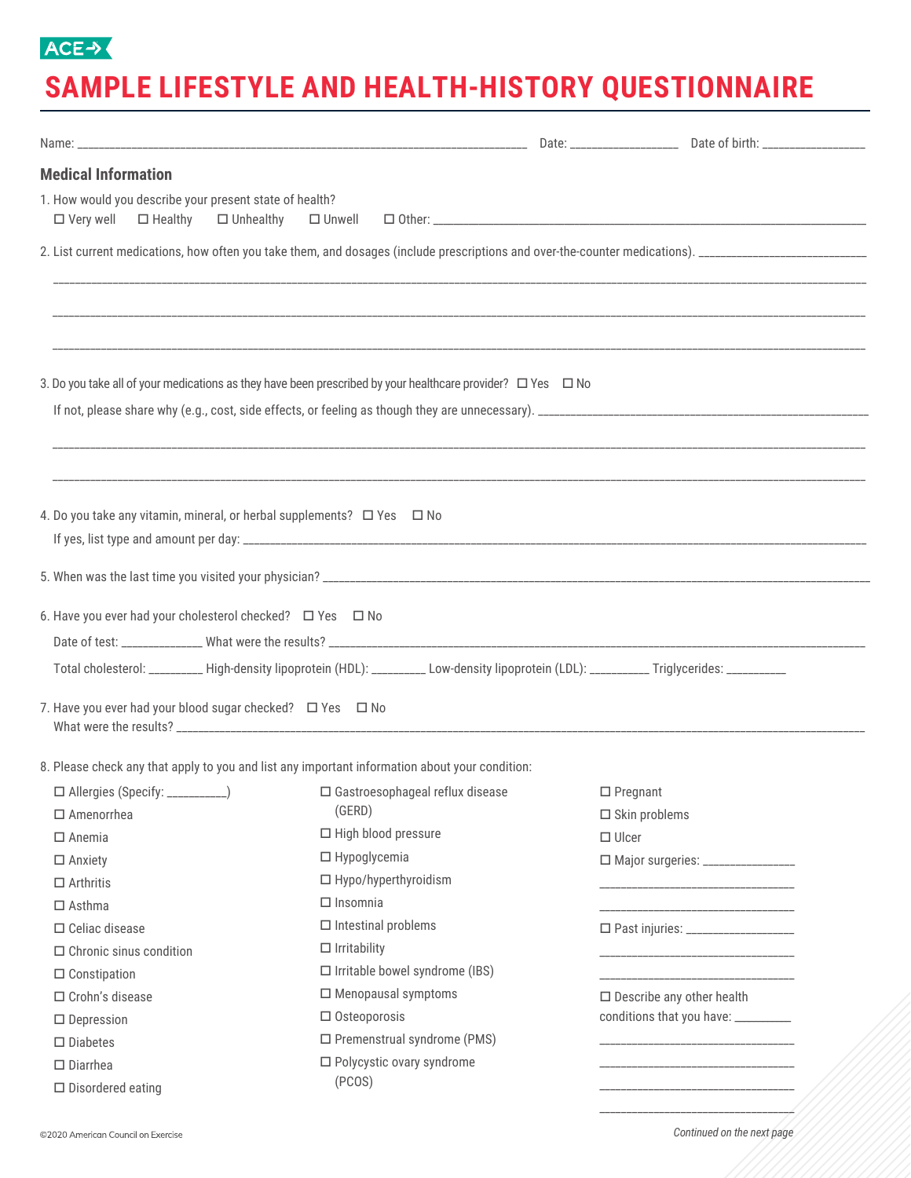ACE

# SAMPLE LIFESTYLE AND HEALTH-HISTORY QUESTIONNAIRE

Name: ______________________________ Date: ______________ Date of birth: ______________

## Medical Information

1. How would you describe your present state of health?
   ☐ Very well ☐ Healthy ☐ Unhealthy ☐ Unwell ☐ Other: ______________________________

2. List current medications, how often you take them, and dosages (include prescriptions and over-the-counter medications). ______________________________
   ______________________________
   ______________________________
   ______________________________

3. Do you take all of your medications as they have been prescribed by your healthcare provider? ☐ Yes ☐ No
   If not, please share why (e.g., cost, side effects, or feeling as though they are unnecessary). ______________________________
   ______________________________
   ______________________________

4. Do you take any vitamin, mineral, or herbal supplements? ☐ Yes ☐ No
   If yes, list type and amount per day: ______________________________

5. When was the last time you visited your physician? ______________________________

6. Have you ever had your cholesterol checked? ☐ Yes ☐ No
   Date of test: ____________ What were the results? ______________________________
   Total cholesterol: ________ High-density lipoprotein (HDL): ________ Low-density lipoprotein (LDL): ________ Triglycerides: ________

7. Have you ever had your blood sugar checked? ☐ Yes ☐ No
   What were the results? ______________________________

8. Please check any that apply to you and list any important information about your condition:

- ☐ Allergies (Specify: __________)
- ☐ Amenorrhea
- ☐ Anemia
- ☐ Anxiety
- ☐ Arthritis
- ☐ Asthma
- ☐ Celiac disease
- ☐ Chronic sinus condition
- ☐ Constipation
- ☐ Crohn's disease
- ☐ Depression
- ☐ Diabetes
- ☐ Diarrhea
- ☐ Disordered eating
- ☐ Gastroesophageal reflux disease (GERD)
- ☐ High blood pressure
- ☐ Hypoglycemia
- ☐ Hypo/hyperthyroidism
- ☐ Insomnia
- ☐ Intestinal problems
- ☐ Irritability
- ☐ Irritable bowel syndrome (IBS)
- ☐ Menopausal symptoms
- ☐ Osteoporosis
- ☐ Premenstrual syndrome (PMS)
- ☐ Polycystic ovary syndrome (PCOS)
- ☐ Pregnant
- ☐ Skin problems
- ☐ Ulcer
- ☐ Major surgeries: ______________
  ______________________________
  ______________________________
- ☐ Past injuries: ______________
  ______________________________
  ______________________________
- ☐ Describe any other health conditions that you have: __________
  ______________________________
  ______________________________
  ______________________________
  ______________________________

©2020 American Council on Exercise

*Continued on the next page*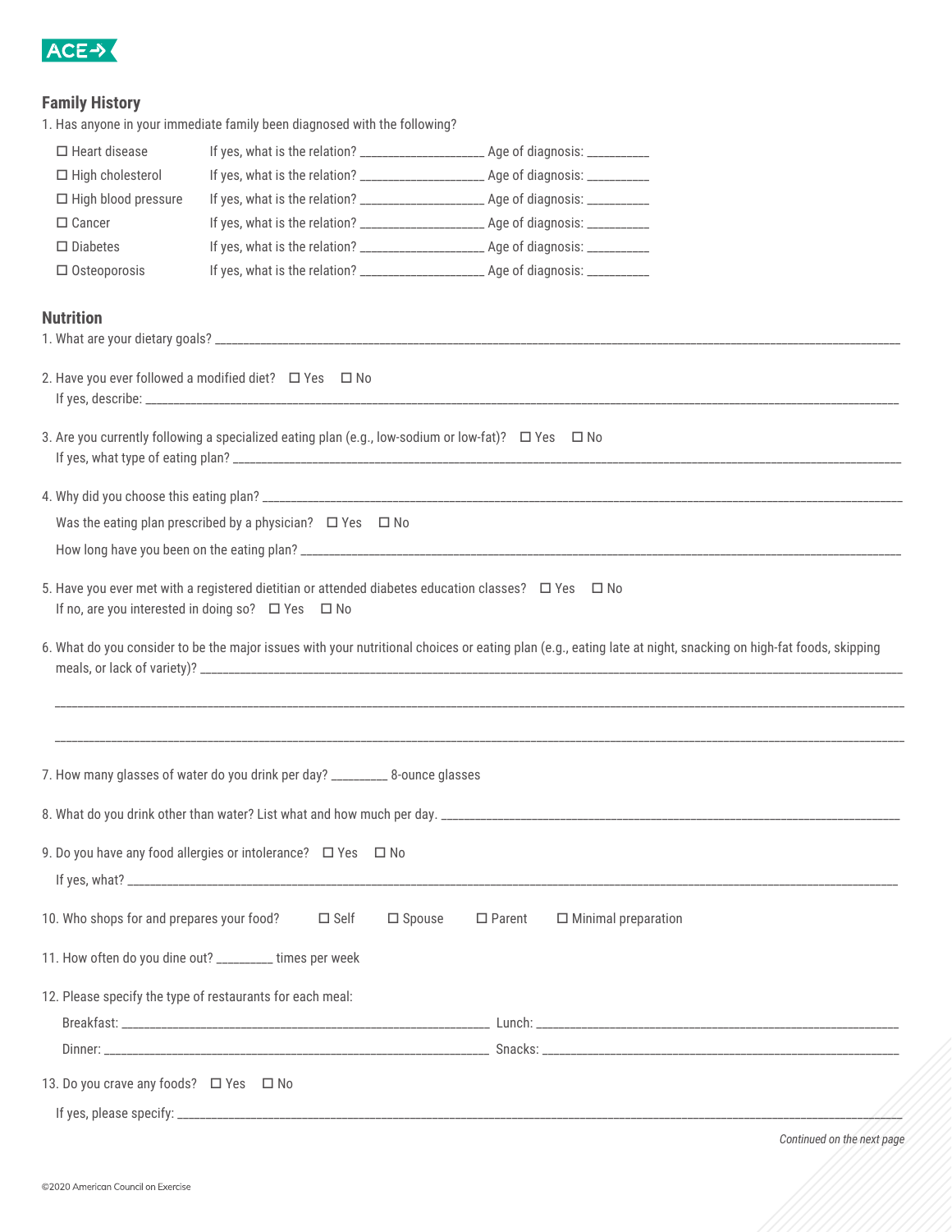## Family History

1. Has anyone in your immediate family been diagnosed with the following?

| | | |
|---|---|---|
| ☐ Heart disease | If yes, what is the relation? ___________________ | Age of diagnosis: __________ |
| ☐ High cholesterol | If yes, what is the relation? ___________________ | Age of diagnosis: __________ |
| ☐ High blood pressure | If yes, what is the relation? ___________________ | Age of diagnosis: __________ |
| ☐ Cancer | If yes, what is the relation? ___________________ | Age of diagnosis: __________ |
| ☐ Diabetes | If yes, what is the relation? ___________________ | Age of diagnosis: __________ |
| ☐ Osteoporosis | If yes, what is the relation? ___________________ | Age of diagnosis: __________ |

## Nutrition

1. What are your dietary goals? ______________________________________________________________

2. Have you ever followed a modified diet? ☐ Yes ☐ No
   If yes, describe: ______________________________________________________________

3. Are you currently following a specialized eating plan (e.g., low-sodium or low-fat)? ☐ Yes ☐ No
   If yes, what type of eating plan? ______________________________________________________________

4. Why did you choose this eating plan? ______________________________________________________________
   Was the eating plan prescribed by a physician? ☐ Yes ☐ No
   How long have you been on the eating plan? ______________________________________________________________

5. Have you ever met with a registered dietitian or attended diabetes education classes? ☐ Yes ☐ No
   If no, are you interested in doing so? ☐ Yes ☐ No

6. What do you consider to be the major issues with your nutritional choices or eating plan (e.g., eating late at night, snacking on high-fat foods, skipping meals, or lack of variety)? ______________________________________________________________
   ______________________________________________________________
   ______________________________________________________________

7. How many glasses of water do you drink per day? _________ 8-ounce glasses

8. What do you drink other than water? List what and how much per day. ______________________________________________________________

9. Do you have any food allergies or intolerance? ☐ Yes ☐ No
   If yes, what? ______________________________________________________________

10. Who shops for and prepares your food? ☐ Self ☐ Spouse ☐ Parent ☐ Minimal preparation

11. How often do you dine out? _________ times per week

12. Please specify the type of restaurants for each meal:
    Breakfast: ______________________________ Lunch: ______________________________
    Dinner: ______________________________ Snacks: ______________________________

13. Do you crave any foods? ☐ Yes ☐ No
    If yes, please specify: ______________________________________________________________

*Continued on the next page*

©2020 American Council on Exercise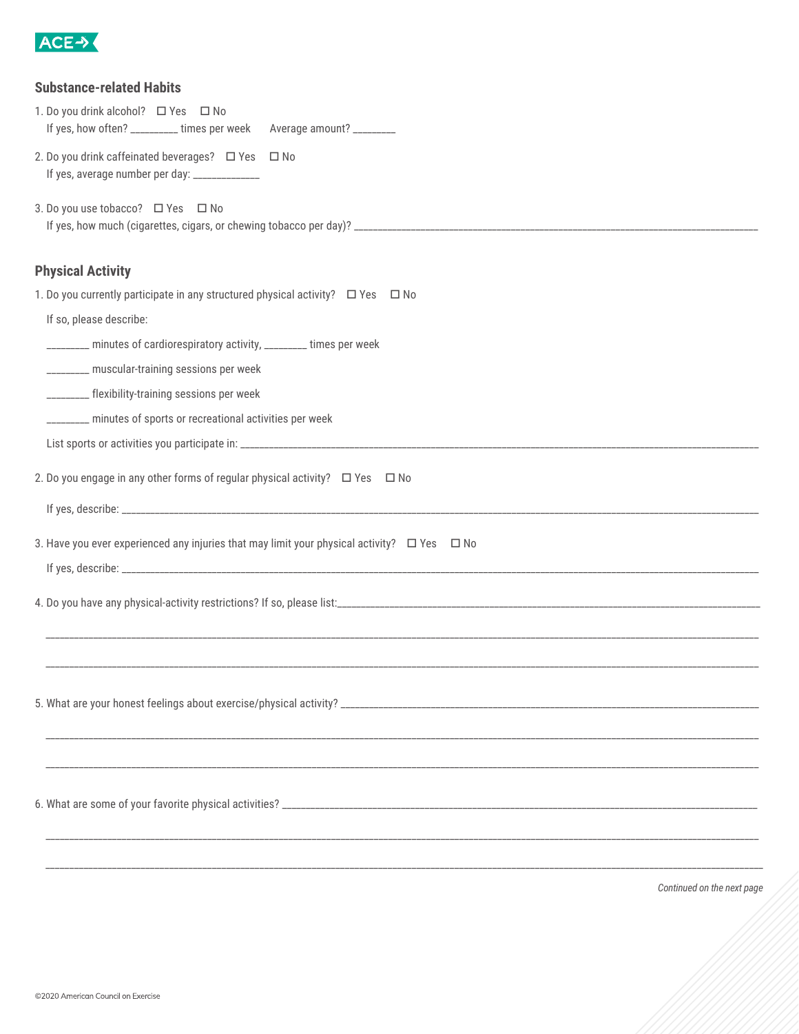## Substance-related Habits

1. Do you drink alcohol? ☐ Yes ☐ No
   If yes, how often? _________ times per week Average amount? ________

2. Do you drink caffeinated beverages? ☐ Yes ☐ No
   If yes, average number per day: ____________

3. Do you use tobacco? ☐ Yes ☐ No
   If yes, how much (cigarettes, cigars, or chewing tobacco per day)? ____________________________________________

## Physical Activity

1. Do you currently participate in any structured physical activity? ☐ Yes ☐ No

   If so, please describe:

   ________ minutes of cardiorespiratory activity, ________ times per week

   ________ muscular-training sessions per week

   ________ flexibility-training sessions per week

   ________ minutes of sports or recreational activities per week

   List sports or activities you participate in: ____________________________________________

2. Do you engage in any other forms of regular physical activity? ☐ Yes ☐ No

   If yes, describe: ____________________________________________

3. Have you ever experienced any injuries that may limit your physical activity? ☐ Yes ☐ No

   If yes, describe: ____________________________________________

4. Do you have any physical-activity restrictions? If so, please list:____________________________________________

   ____________________________________________

   ____________________________________________

5. What are your honest feelings about exercise/physical activity? ____________________________________________

   ____________________________________________

   ____________________________________________

6. What are some of your favorite physical activities? ____________________________________________

   ____________________________________________

   ____________________________________________

*Continued on the next page*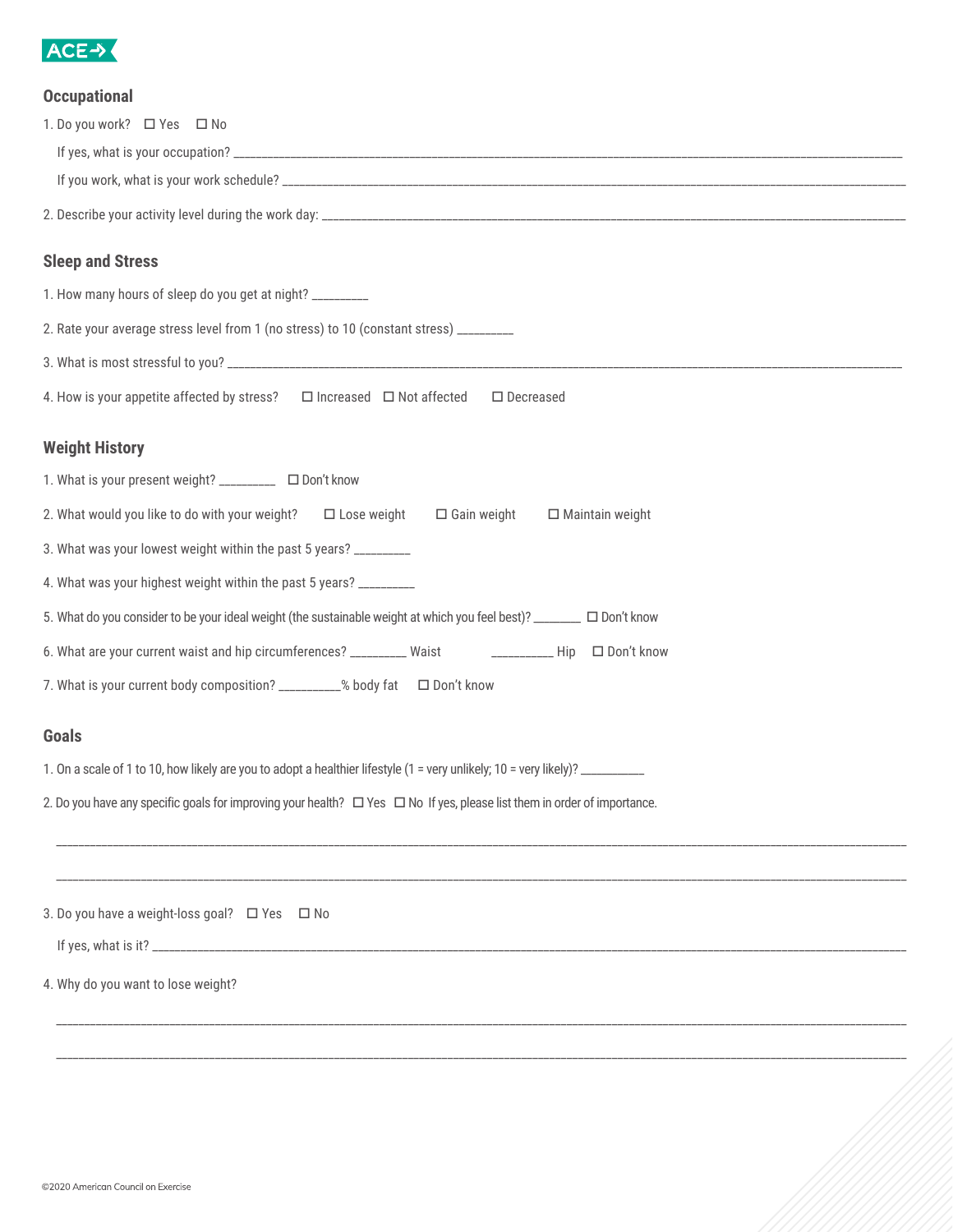## Occupational

1. Do you work? ☐ Yes ☐ No

   If yes, what is your occupation? ____________________________________________

   If you work, what is your work schedule? ____________________________________________

2. Describe your activity level during the work day: ____________________________________________

## Sleep and Stress

1. How many hours of sleep do you get at night? _________

2. Rate your average stress level from 1 (no stress) to 10 (constant stress) _________

3. What is most stressful to you? ____________________________________________

4. How is your appetite affected by stress? ☐ Increased ☐ Not affected ☐ Decreased

## Weight History

1. What is your present weight? _________ ☐ Don't know

2. What would you like to do with your weight? ☐ Lose weight ☐ Gain weight ☐ Maintain weight

3. What was your lowest weight within the past 5 years? _________

4. What was your highest weight within the past 5 years? _________

5. What do you consider to be your ideal weight (the sustainable weight at which you feel best)? _______ ☐ Don't know

6. What are your current waist and hip circumferences? _________ Waist __________ Hip ☐ Don't know

7. What is your current body composition? _________% body fat ☐ Don't know

## Goals

1. On a scale of 1 to 10, how likely are you to adopt a healthier lifestyle (1 = very unlikely; 10 = very likely)? __________

2. Do you have any specific goals for improving your health? ☐ Yes ☐ No If yes, please list them in order of importance.

   ____________________________________________

   ____________________________________________

3. Do you have a weight-loss goal? ☐ Yes ☐ No

   If yes, what is it? ____________________________________________

4. Why do you want to lose weight?

   ____________________________________________

   ____________________________________________

©2020 American Council on Exercise